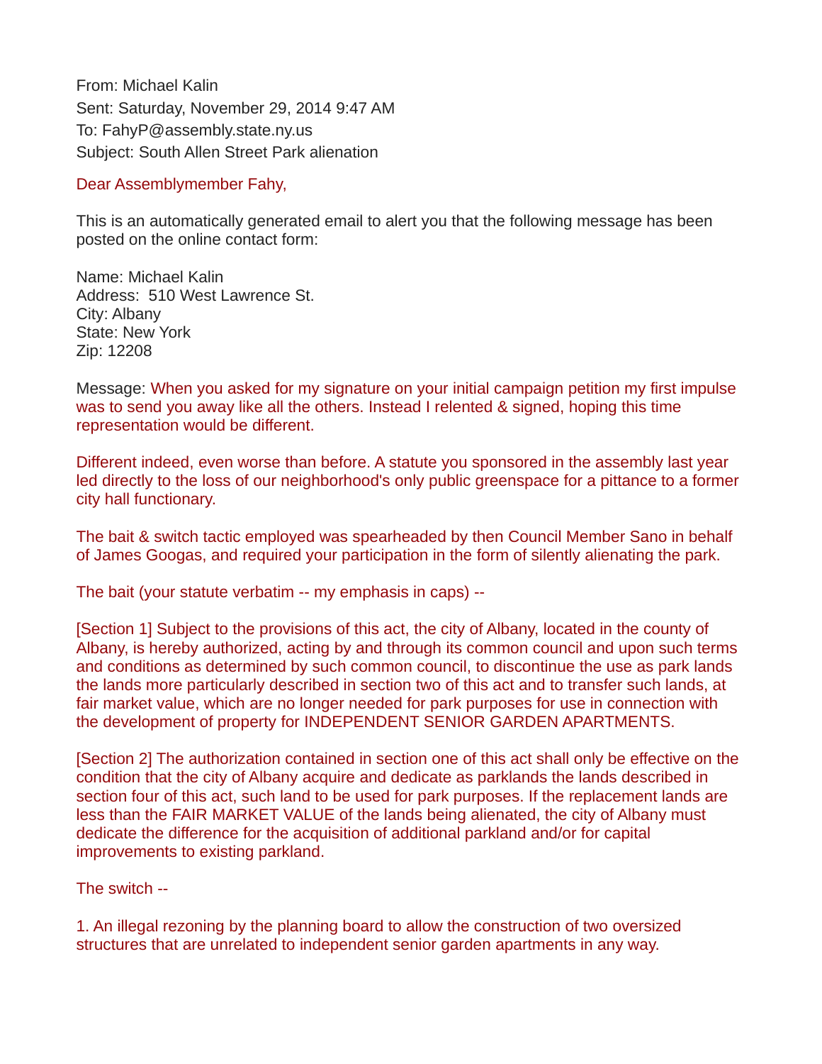From: Michael Kalin
Sent: Saturday, November 29, 2014 9:47 AM
To: FahyP@assembly.state.ny.us
Subject: South Allen Street Park alienation

Dear Assemblymember Fahy,

This is an automatically generated email to alert you that the following message has been posted on the online contact form:

Name: Michael Kalin
Address: 510 West Lawrence St.
City: Albany
State: New York
Zip: 12208

Message: When you asked for my signature on your initial campaign petition my first impulse was to send you away like all the others. Instead I relented & signed, hoping this time representation would be different.

Different indeed, even worse than before. A statute you sponsored in the assembly last year led directly to the loss of our neighborhood's only public greenspace for a pittance to a former city hall functionary.

The bait & switch tactic employed was spearheaded by then Council Member Sano in behalf of James Googas, and required your participation in the form of silently alienating the park.

The bait (your statute verbatim -- my emphasis in caps) --

[Section 1] Subject to the provisions of this act, the city of Albany, located in the county of Albany, is hereby authorized, acting by and through its common council and upon such terms and conditions as determined by such common council, to discontinue the use as park lands the lands more particularly described in section two of this act and to transfer such lands, at fair market value, which are no longer needed for park purposes for use in connection with the development of property for INDEPENDENT SENIOR GARDEN APARTMENTS.

[Section 2] The authorization contained in section one of this act shall only be effective on the condition that the city of Albany acquire and dedicate as parklands the lands described in section four of this act, such land to be used for park purposes. If the replacement lands are less than the FAIR MARKET VALUE of the lands being alienated, the city of Albany must dedicate the difference for the acquisition of additional parkland and/or for capital improvements to existing parkland.

The switch --

1. An illegal rezoning by the planning board to allow the construction of two oversized structures that are unrelated to independent senior garden apartments in any way.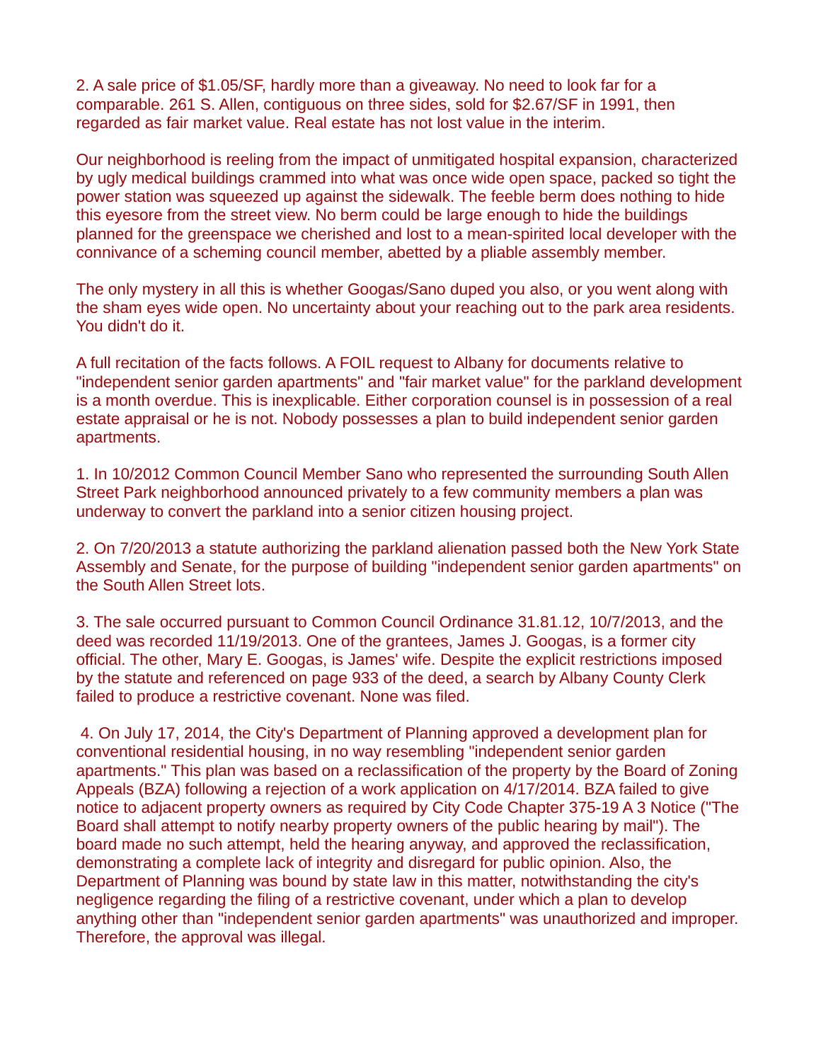2. A sale price of $1.05/SF, hardly more than a giveaway. No need to look far for a comparable. 261 S. Allen, contiguous on three sides, sold for $2.67/SF in 1991, then regarded as fair market value. Real estate has not lost value in the interim.

Our neighborhood is reeling from the impact of unmitigated hospital expansion, characterized by ugly medical buildings crammed into what was once wide open space, packed so tight the power station was squeezed up against the sidewalk. The feeble berm does nothing to hide this eyesore from the street view. No berm could be large enough to hide the buildings planned for the greenspace we cherished and lost to a mean-spirited local developer with the connivance of a scheming council member, abetted by a pliable assembly member.

The only mystery in all this is whether Googas/Sano duped you also, or you went along with the sham eyes wide open. No uncertainty about your reaching out to the park area residents. You didn't do it.

A full recitation of the facts follows. A FOIL request to Albany for documents relative to "independent senior garden apartments" and "fair market value" for the parkland development is a month overdue. This is inexplicable. Either corporation counsel is in possession of a real estate appraisal or he is not. Nobody possesses a plan to build independent senior garden apartments.

1. In 10/2012 Common Council Member Sano who represented the surrounding South Allen Street Park neighborhood announced privately to a few community members a plan was underway to convert the parkland into a senior citizen housing project.

2. On 7/20/2013 a statute authorizing the parkland alienation passed both the New York State Assembly and Senate, for the purpose of building "independent senior garden apartments" on the South Allen Street lots.

3. The sale occurred pursuant to Common Council Ordinance 31.81.12, 10/7/2013, and the deed was recorded 11/19/2013. One of the grantees, James J. Googas, is a former city official. The other, Mary E. Googas, is James' wife. Despite the explicit restrictions imposed by the statute and referenced on page 933 of the deed, a search by Albany County Clerk failed to produce a restrictive covenant. None was filed.

4. On July 17, 2014, the City's Department of Planning approved a development plan for conventional residential housing, in no way resembling "independent senior garden apartments." This plan was based on a reclassification of the property by the Board of Zoning Appeals (BZA) following a rejection of a work application on 4/17/2014. BZA failed to give notice to adjacent property owners as required by City Code Chapter 375-19 A 3 Notice ("The Board shall attempt to notify nearby property owners of the public hearing by mail"). The board made no such attempt, held the hearing anyway, and approved the reclassification, demonstrating a complete lack of integrity and disregard for public opinion. Also, the Department of Planning was bound by state law in this matter, notwithstanding the city's negligence regarding the filing of a restrictive covenant, under which a plan to develop anything other than "independent senior garden apartments" was unauthorized and improper. Therefore, the approval was illegal.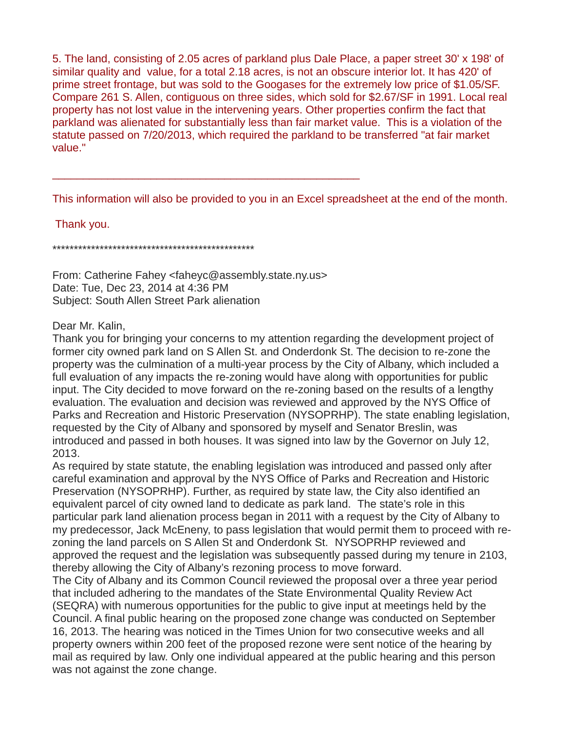5. The land, consisting of 2.05 acres of parkland plus Dale Place, a paper street 30' x 198' of similar quality and value, for a total 2.18 acres, is not an obscure interior lot. It has 420' of prime street frontage, but was sold to the Googases for the extremely low price of $1.05/SF. Compare 261 S. Allen, contiguous on three sides, which sold for $2.67/SF in 1991. Local real property has not lost value in the intervening years. Other properties confirm the fact that parkland was alienated for substantially less than fair market value. This is a violation of the statute passed on 7/20/2013, which required the parkland to be transferred "at fair market value."

---

This information will also be provided to you in an Excel spreadsheet at the end of the month.

Thank you.

************************************************

From: Catherine Fahey <faheyc@assembly.state.ny.us>
Date: Tue, Dec 23, 2014 at 4:36 PM
Subject: South Allen Street Park alienation

Dear Mr. Kalin,

Thank you for bringing your concerns to my attention regarding the development project of former city owned park land on S Allen St. and Onderdonk St. The decision to re-zone the property was the culmination of a multi-year process by the City of Albany, which included a full evaluation of any impacts the re-zoning would have along with opportunities for public input. The City decided to move forward on the re-zoning based on the results of a lengthy evaluation. The evaluation and decision was reviewed and approved by the NYS Office of Parks and Recreation and Historic Preservation (NYSOPRHP). The state enabling legislation, requested by the City of Albany and sponsored by myself and Senator Breslin, was introduced and passed in both houses. It was signed into law by the Governor on July 12, 2013.

As required by state statute, the enabling legislation was introduced and passed only after careful examination and approval by the NYS Office of Parks and Recreation and Historic Preservation (NYSOPRHP). Further, as required by state law, the City also identified an equivalent parcel of city owned land to dedicate as park land. The state's role in this particular park land alienation process began in 2011 with a request by the City of Albany to my predecessor, Jack McEneny, to pass legislation that would permit them to proceed with re-zoning the land parcels on S Allen St and Onderdonk St. NYSOPRHP reviewed and approved the request and the legislation was subsequently passed during my tenure in 2103, thereby allowing the City of Albany's rezoning process to move forward.

The City of Albany and its Common Council reviewed the proposal over a three year period that included adhering to the mandates of the State Environmental Quality Review Act (SEQRA) with numerous opportunities for the public to give input at meetings held by the Council. A final public hearing on the proposed zone change was conducted on September 16, 2013. The hearing was noticed in the Times Union for two consecutive weeks and all property owners within 200 feet of the proposed rezone were sent notice of the hearing by mail as required by law. Only one individual appeared at the public hearing and this person was not against the zone change.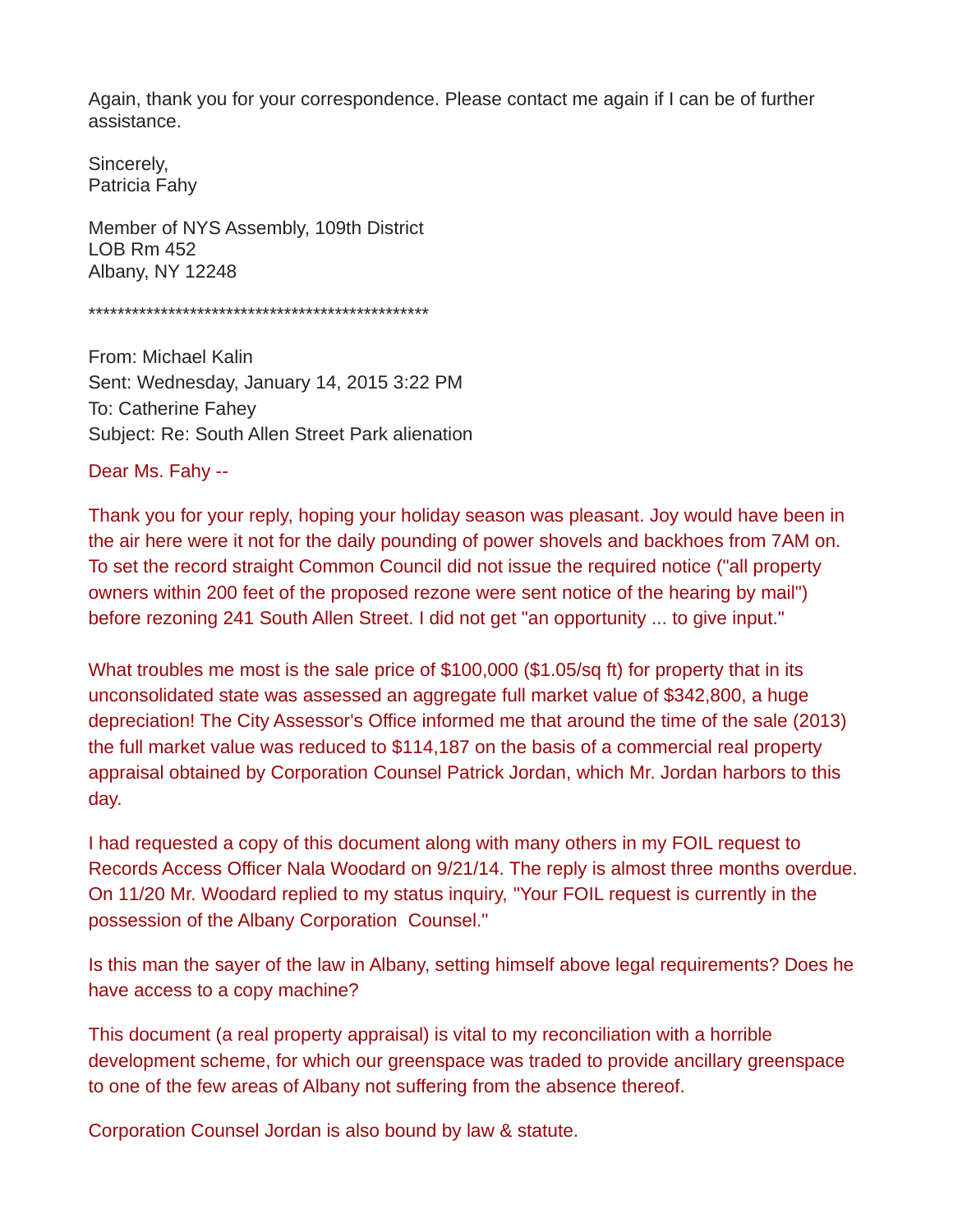Again, thank you for your correspondence. Please contact me again if I can be of further assistance.

Sincerely,
Patricia Fahy

Member of NYS Assembly, 109th District
LOB Rm 452
Albany, NY 12248

\*\*\*\*\*\*\*\*\*\*\*\*\*\*\*\*\*\*\*\*\*\*\*\*\*\*\*\*\*\*\*\*\*\*\*\*\*\*\*\*\*\*\*\*\*\*\*\*

From: Michael Kalin
Sent: Wednesday, January 14, 2015 3:22 PM
To: Catherine Fahey
Subject: Re: South Allen Street Park alienation

Dear Ms. Fahy --

Thank you for your reply, hoping your holiday season was pleasant. Joy would have been in the air here were it not for the daily pounding of power shovels and backhoes from 7AM on. To set the record straight Common Council did not issue the required notice ("all property owners within 200 feet of the proposed rezone were sent notice of the hearing by mail") before rezoning 241 South Allen Street. I did not get "an opportunity ... to give input."

What troubles me most is the sale price of $100,000 ($1.05/sq ft) for property that in its unconsolidated state was assessed an aggregate full market value of $342,800, a huge depreciation! The City Assessor's Office informed me that around the time of the sale (2013) the full market value was reduced to $114,187 on the basis of a commercial real property appraisal obtained by Corporation Counsel Patrick Jordan, which Mr. Jordan harbors to this day.

I had requested a copy of this document along with many others in my FOIL request to Records Access Officer Nala Woodard on 9/21/14. The reply is almost three months overdue. On 11/20 Mr. Woodard replied to my status inquiry, "Your FOIL request is currently in the possession of the Albany Corporation  Counsel."

Is this man the sayer of the law in Albany, setting himself above legal requirements? Does he have access to a copy machine?

This document (a real property appraisal) is vital to my reconciliation with a horrible development scheme, for which our greenspace was traded to provide ancillary greenspace to one of the few areas of Albany not suffering from the absence thereof.

Corporation Counsel Jordan is also bound by law & statute.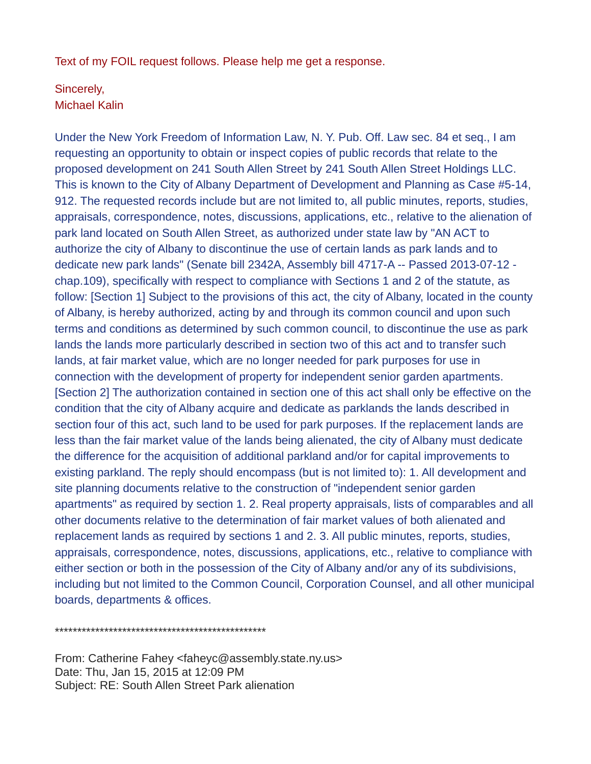Text of my FOIL request follows. Please help me get a response.

Sincerely,
Michael Kalin

Under the New York Freedom of Information Law, N. Y. Pub. Off. Law sec. 84 et seq., I am requesting an opportunity to obtain or inspect copies of public records that relate to the proposed development on 241 South Allen Street by 241 South Allen Street Holdings LLC. This is known to the City of Albany Department of Development and Planning as Case #5-14, 912. The requested records include but are not limited to, all public minutes, reports, studies, appraisals, correspondence, notes, discussions, applications, etc., relative to the alienation of park land located on South Allen Street, as authorized under state law by "AN ACT to authorize the city of Albany to discontinue the use of certain lands as park lands and to dedicate new park lands" (Senate bill 2342A, Assembly bill 4717-A -- Passed 2013-07-12 - chap.109), specifically with respect to compliance with Sections 1 and 2 of the statute, as follow: [Section 1] Subject to the provisions of this act, the city of Albany, located in the county of Albany, is hereby authorized, acting by and through its common council and upon such terms and conditions as determined by such common council, to discontinue the use as park lands the lands more particularly described in section two of this act and to transfer such lands, at fair market value, which are no longer needed for park purposes for use in connection with the development of property for independent senior garden apartments. [Section 2] The authorization contained in section one of this act shall only be effective on the condition that the city of Albany acquire and dedicate as parklands the lands described in section four of this act, such land to be used for park purposes. If the replacement lands are less than the fair market value of the lands being alienated, the city of Albany must dedicate the difference for the acquisition of additional parkland and/or for capital improvements to existing parkland. The reply should encompass (but is not limited to): 1. All development and site planning documents relative to the construction of "independent senior garden apartments" as required by section 1. 2. Real property appraisals, lists of comparables and all other documents relative to the determination of fair market values of both alienated and replacement lands as required by sections 1 and 2. 3. All public minutes, reports, studies, appraisals, correspondence, notes, discussions, applications, etc., relative to compliance with either section or both in the possession of the City of Albany and/or any of its subdivisions, including but not limited to the Common Council, Corporation Counsel, and all other municipal boards, departments & offices.

************************************************

From: Catherine Fahey <faheyc@assembly.state.ny.us>
Date: Thu, Jan 15, 2015 at 12:09 PM
Subject: RE: South Allen Street Park alienation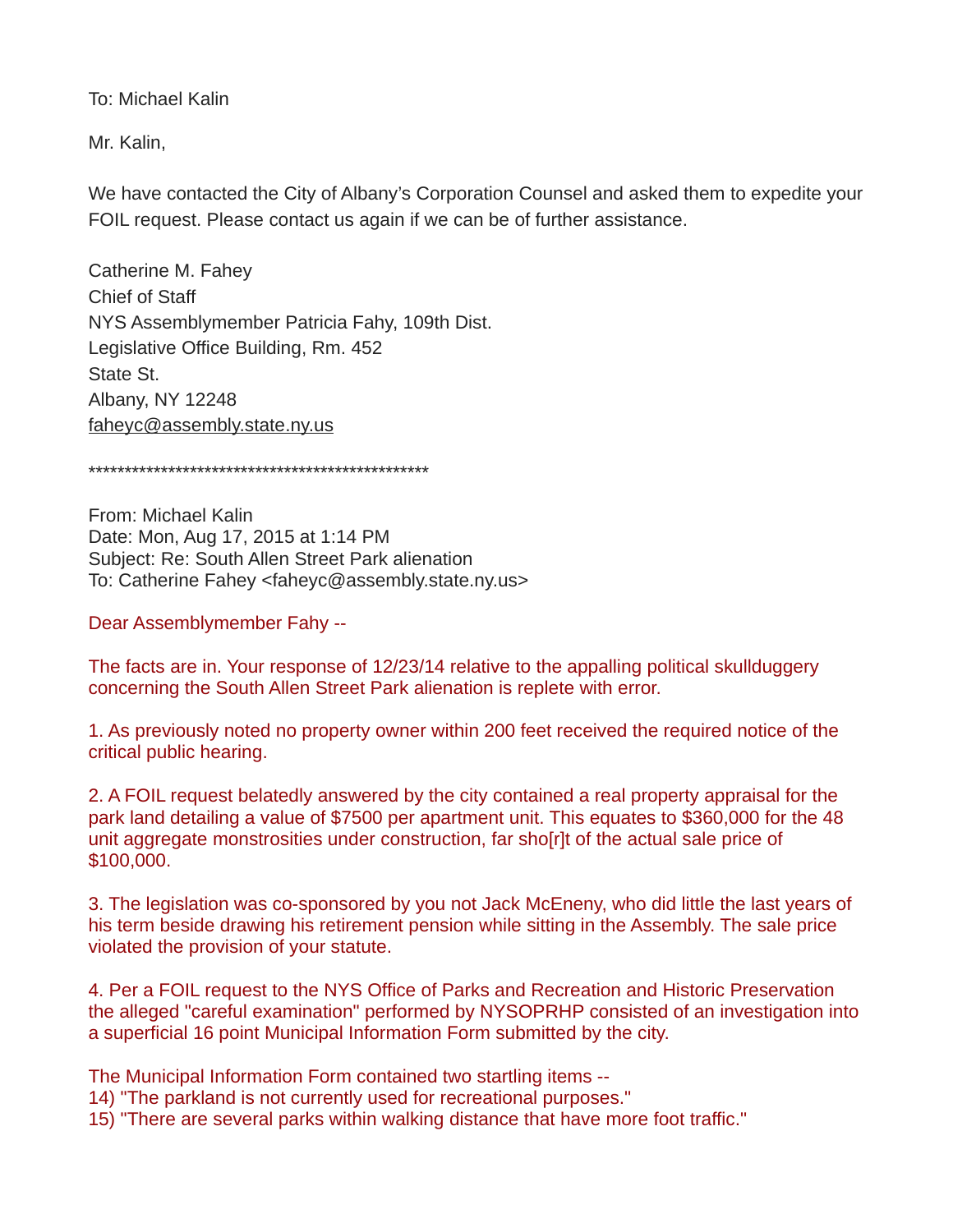To: Michael Kalin

Mr. Kalin,

We have contacted the City of Albany's Corporation Counsel and asked them to expedite your FOIL request. Please contact us again if we can be of further assistance.

Catherine M. Fahey
Chief of Staff
NYS Assemblymember Patricia Fahy, 109th Dist.
Legislative Office Building, Rm. 452
State St.
Albany, NY 12248
faheyc@assembly.state.ny.us

************************************************

From: Michael Kalin
Date: Mon, Aug 17, 2015 at 1:14 PM
Subject: Re: South Allen Street Park alienation
To: Catherine Fahey <faheyc@assembly.state.ny.us>

Dear Assemblymember Fahy --

The facts are in. Your response of 12/23/14 relative to the appalling political skullduggery concerning the South Allen Street Park alienation is replete with error.

1. As previously noted no property owner within 200 feet received the required notice of the critical public hearing.

2. A FOIL request belatedly answered by the city contained a real property appraisal for the park land detailing a value of $7500 per apartment unit. This equates to $360,000 for the 48 unit aggregate monstrosities under construction, far sho[r]t of the actual sale price of $100,000.

3. The legislation was co-sponsored by you not Jack McEneny, who did little the last years of his term beside drawing his retirement pension while sitting in the Assembly. The sale price violated the provision of your statute.

4. Per a FOIL request to the NYS Office of Parks and Recreation and Historic Preservation the alleged "careful examination" performed by NYSOPRHP consisted of an investigation into a superficial 16 point Municipal Information Form submitted by the city.

The Municipal Information Form contained two startling items --
14) "The parkland is not currently used for recreational purposes."
15) "There are several parks within walking distance that have more foot traffic."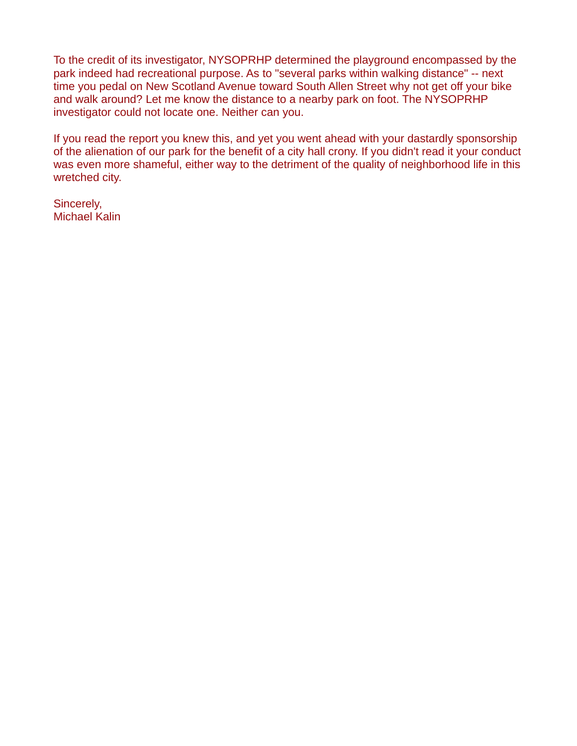To the credit of its investigator, NYSOPRHP determined the playground encompassed by the park indeed had recreational purpose. As to "several parks within walking distance" -- next time you pedal on New Scotland Avenue toward South Allen Street why not get off your bike and walk around? Let me know the distance to a nearby park on foot. The NYSOPRHP investigator could not locate one. Neither can you.

If you read the report you knew this, and yet you went ahead with your dastardly sponsorship of the alienation of our park for the benefit of a city hall crony. If you didn't read it your conduct was even more shameful, either way to the detriment of the quality of neighborhood life in this wretched city.

Sincerely,
Michael Kalin